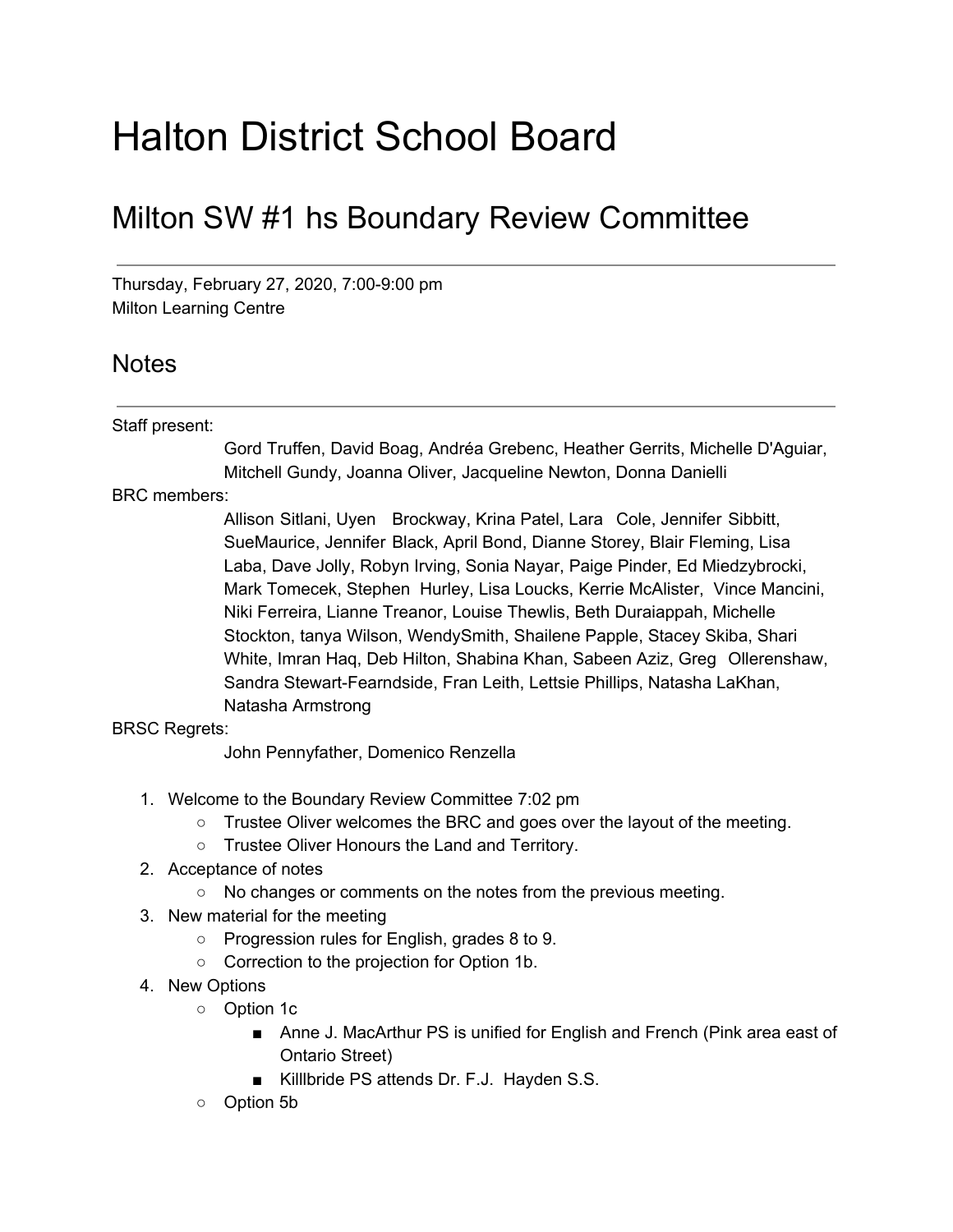# Halton District School Board

## Milton SW #1 hs Boundary Review Committee

Thursday, February 27, 2020, 7:00-9:00 pm
Milton Learning Centre

## Notes

Staff present:

Gord Truffen, David Boag, Andréa Grebenc, Heather Gerrits, Michelle D'Aguiar, Mitchell Gundy, Joanna Oliver, Jacqueline Newton, Donna Danielli

BRC members:

Allison Sitlani, Uyen Brockway, Krina Patel, Lara Cole, Jennifer Sibbitt, SueMaurice, Jennifer Black, April Bond, Dianne Storey, Blair Fleming, Lisa Laba, Dave Jolly, Robyn Irving, Sonia Nayar, Paige Pinder, Ed Miedzybrocki, Mark Tomecek, Stephen Hurley, Lisa Loucks, Kerrie McAlister, Vince Mancini, Niki Ferreira, Lianne Treanor, Louise Thewlis, Beth Duraiappah, Michelle Stockton, tanya Wilson, WendySmith, Shailene Papple, Stacey Skiba, Shari White, Imran Haq, Deb Hilton, Shabina Khan, Sabeen Aziz, Greg Ollerenshaw, Sandra Stewart-Fearndside, Fran Leith, Lettsie Phillips, Natasha LaKhan, Natasha Armstrong

BRSC Regrets:

John Pennyfather, Domenico Renzella

1. Welcome to the Boundary Review Committee 7:02 pm
   - Trustee Oliver welcomes the BRC and goes over the layout of the meeting.
   - Trustee Oliver Honours the Land and Territory.
2. Acceptance of notes
   - No changes or comments on the notes from the previous meeting.
3. New material for the meeting
   - Progression rules for English, grades 8 to 9.
   - Correction to the projection for Option 1b.
4. New Options
   - Option 1c
     - Anne J. MacArthur PS is unified for English and French (Pink area east of Ontario Street)
     - Killlbride PS attends Dr. F.J. Hayden S.S.
   - Option 5b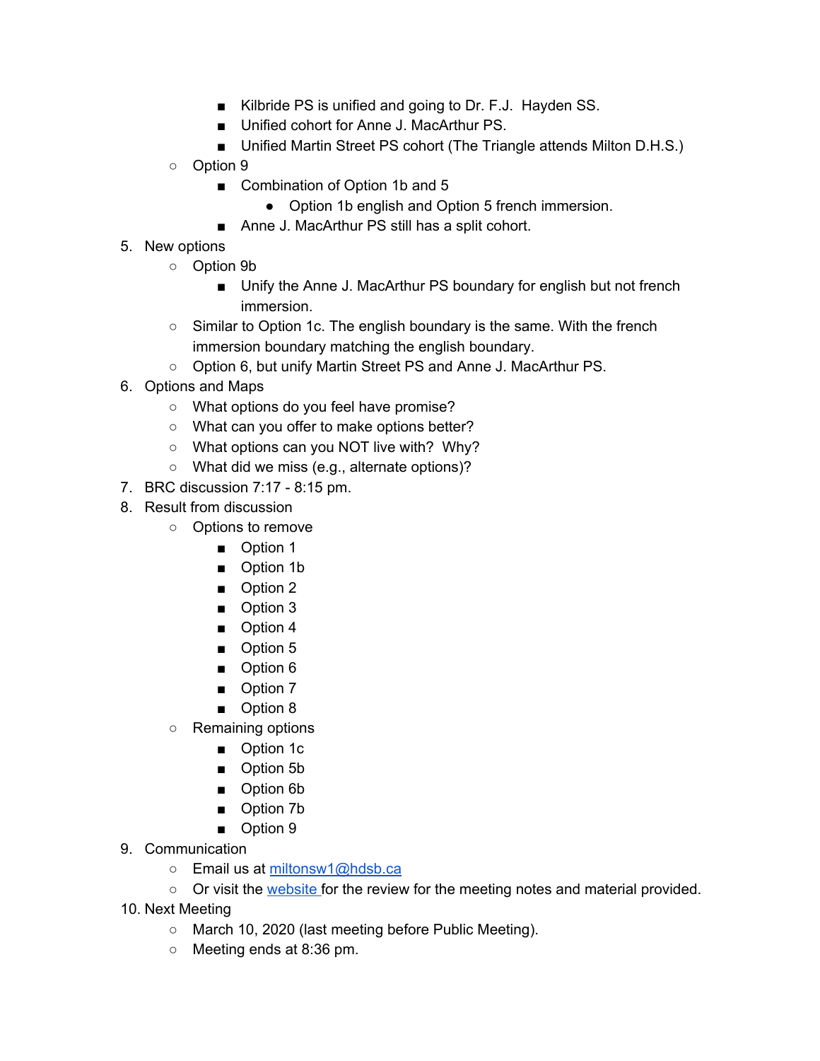- Kilbride PS is unified and going to Dr. F.J. Hayden SS.
        - Unified cohort for Anne J. MacArthur PS.
        - Unified Martin Street PS cohort (The Triangle attends Milton D.H.S.)
    - Option 9
        - Combination of Option 1b and 5
            - Option 1b english and Option 5 french immersion.
        - Anne J. MacArthur PS still has a split cohort.
5. New options
    - Option 9b
        - Unify the Anne J. MacArthur PS boundary for english but not french immersion.
    - Similar to Option 1c. The english boundary is the same. With the french immersion boundary matching the english boundary.
    - Option 6, but unify Martin Street PS and Anne J. MacArthur PS.
6. Options and Maps
    - What options do you feel have promise?
    - What can you offer to make options better?
    - What options can you NOT live with? Why?
    - What did we miss (e.g., alternate options)?
7. BRC discussion 7:17 - 8:15 pm.
8. Result from discussion
    - Options to remove
        - Option 1
        - Option 1b
        - Option 2
        - Option 3
        - Option 4
        - Option 5
        - Option 6
        - Option 7
        - Option 8
    - Remaining options
        - Option 1c
        - Option 5b
        - Option 6b
        - Option 7b
        - Option 9
9. Communication
    - Email us at [miltonsw1@hdsb.ca](mailto:miltonsw1@hdsb.ca)
    - Or visit the [website](#) for the review for the meeting notes and material provided.
10. Next Meeting
    - March 10, 2020 (last meeting before Public Meeting).
    - Meeting ends at 8:36 pm.